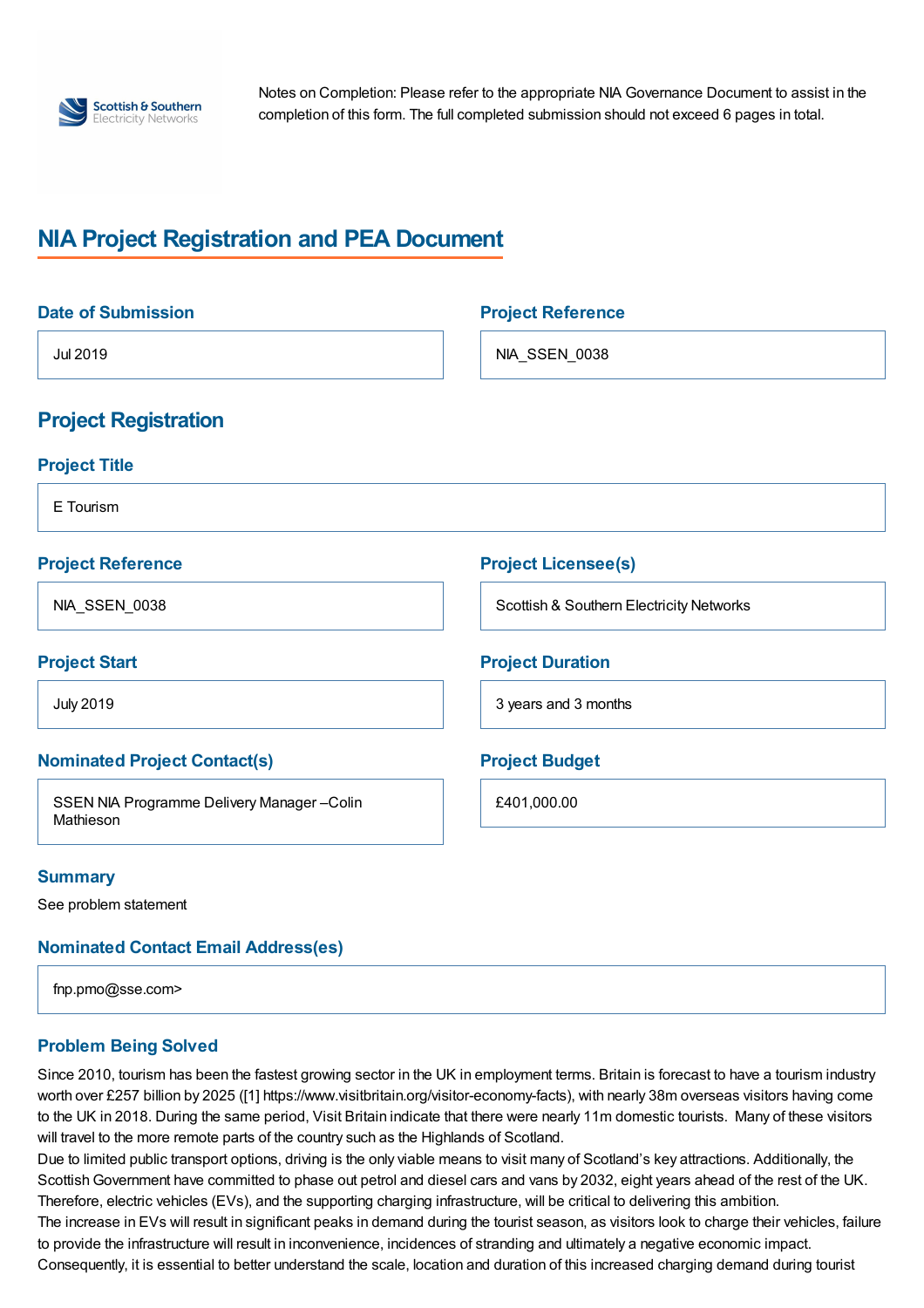Notes on Completion: Please refer to the appropriate NIA Governance Document to assist in the completion of this form. The full completed submission should not exceed 6 pages in total.

# NIA Project Registration and PEA Document

### Date of Submission

Jul 2019

### Project Reference

NIA_SSEN_0038

## Project Registration

### Project Title

E Tourism

### Project Reference

NIA_SSEN_0038

### Project Licensee(s)

Scottish & Southern Electricity Networks

### Project Start

July 2019

### Project Duration

3 years and 3 months

### Nominated Project Contact(s)

SSEN NIA Programme Delivery Manager –Colin Mathieson

### Project Budget

£401,000.00

### Summary

See problem statement

### Nominated Contact Email Address(es)

fnp.pmo@sse.com>

### Problem Being Solved

Since 2010, tourism has been the fastest growing sector in the UK in employment terms. Britain is forecast to have a tourism industry worth over £257 billion by 2025 ([1] https://www.visitbritain.org/visitor-economy-facts), with nearly 38m overseas visitors having come to the UK in 2018. During the same period, Visit Britain indicate that there were nearly 11m domestic tourists. Many of these visitors will travel to the more remote parts of the country such as the Highlands of Scotland.

Due to limited public transport options, driving is the only viable means to visit many of Scotland's key attractions. Additionally, the Scottish Government have committed to phase out petrol and diesel cars and vans by 2032, eight years ahead of the rest of the UK. Therefore, electric vehicles (EVs), and the supporting charging infrastructure, will be critical to delivering this ambition.

The increase in EVs will result in significant peaks in demand during the tourist season, as visitors look to charge their vehicles, failure to provide the infrastructure will result in inconvenience, incidences of stranding and ultimately a negative economic impact.

Consequently, it is essential to better understand the scale, location and duration of this increased charging demand during tourist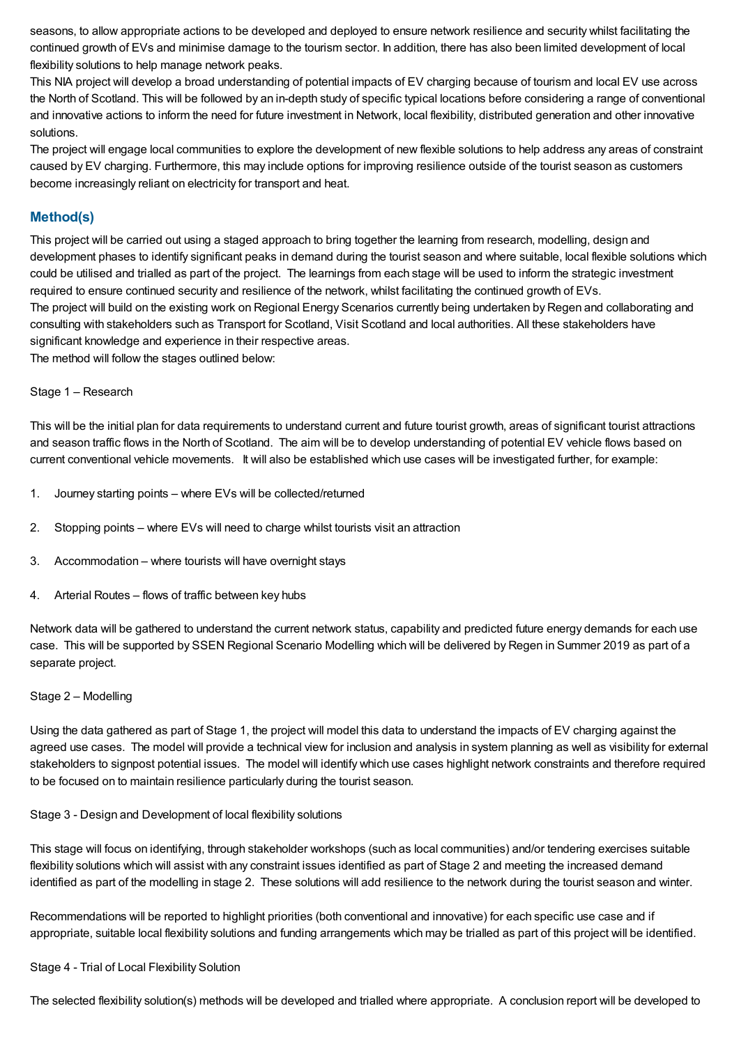seasons, to allow appropriate actions to be developed and deployed to ensure network resilience and security whilst facilitating the continued growth of EVs and minimise damage to the tourism sector. In addition, there has also been limited development of local flexibility solutions to help manage network peaks.

This NIA project will develop a broad understanding of potential impacts of EV charging because of tourism and local EV use across the North of Scotland. This will be followed by an in-depth study of specific typical locations before considering a range of conventional and innovative actions to inform the need for future investment in Network, local flexibility, distributed generation and other innovative solutions.

The project will engage local communities to explore the development of new flexible solutions to help address any areas of constraint caused by EV charging. Furthermore, this may include options for improving resilience outside of the tourist season as customers become increasingly reliant on electricity for transport and heat.

## Method(s)

This project will be carried out using a staged approach to bring together the learning from research, modelling, design and development phases to identify significant peaks in demand during the tourist season and where suitable, local flexible solutions which could be utilised and trialled as part of the project. The learnings from each stage will be used to inform the strategic investment required to ensure continued security and resilience of the network, whilst facilitating the continued growth of EVs.

The project will build on the existing work on Regional Energy Scenarios currently being undertaken by Regen and collaborating and consulting with stakeholders such as Transport for Scotland, Visit Scotland and local authorities. All these stakeholders have significant knowledge and experience in their respective areas.

The method will follow the stages outlined below:

Stage 1 – Research

This will be the initial plan for data requirements to understand current and future tourist growth, areas of significant tourist attractions and season traffic flows in the North of Scotland. The aim will be to develop understanding of potential EV vehicle flows based on current conventional vehicle movements. It will also be established which use cases will be investigated further, for example:

1. Journey starting points – where EVs will be collected/returned
2. Stopping points – where EVs will need to charge whilst tourists visit an attraction
3. Accommodation – where tourists will have overnight stays
4. Arterial Routes – flows of traffic between key hubs

Network data will be gathered to understand the current network status, capability and predicted future energy demands for each use case. This will be supported by SSEN Regional Scenario Modelling which will be delivered by Regen in Summer 2019 as part of a separate project.

Stage 2 – Modelling

Using the data gathered as part of Stage 1, the project will model this data to understand the impacts of EV charging against the agreed use cases. The model will provide a technical view for inclusion and analysis in system planning as well as visibility for external stakeholders to signpost potential issues. The model will identify which use cases highlight network constraints and therefore required to be focused on to maintain resilience particularly during the tourist season.

Stage 3 - Design and Development of local flexibility solutions

This stage will focus on identifying, through stakeholder workshops (such as local communities) and/or tendering exercises suitable flexibility solutions which will assist with any constraint issues identified as part of Stage 2 and meeting the increased demand identified as part of the modelling in stage 2. These solutions will add resilience to the network during the tourist season and winter.

Recommendations will be reported to highlight priorities (both conventional and innovative) for each specific use case and if appropriate, suitable local flexibility solutions and funding arrangements which may be trialled as part of this project will be identified.

Stage 4 - Trial of Local Flexibility Solution

The selected flexibility solution(s) methods will be developed and trialled where appropriate. A conclusion report will be developed to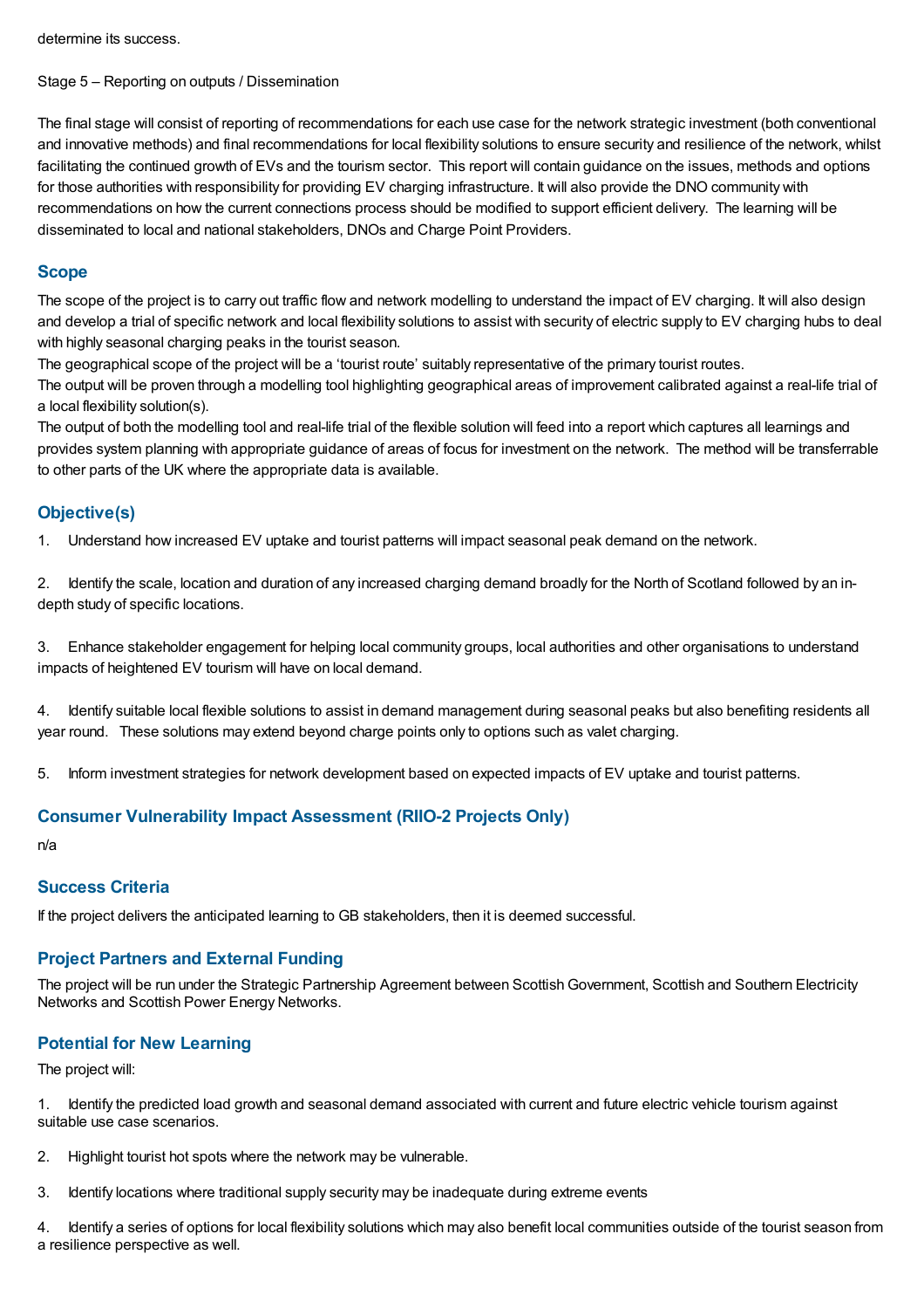determine its success.

Stage 5 – Reporting on outputs / Dissemination

The final stage will consist of reporting of recommendations for each use case for the network strategic investment (both conventional and innovative methods) and final recommendations for local flexibility solutions to ensure security and resilience of the network, whilst facilitating the continued growth of EVs and the tourism sector. This report will contain guidance on the issues, methods and options for those authorities with responsibility for providing EV charging infrastructure. It will also provide the DNO community with recommendations on how the current connections process should be modified to support efficient delivery. The learning will be disseminated to local and national stakeholders, DNOs and Charge Point Providers.

## Scope

The scope of the project is to carry out traffic flow and network modelling to understand the impact of EV charging. It will also design and develop a trial of specific network and local flexibility solutions to assist with security of electric supply to EV charging hubs to deal with highly seasonal charging peaks in the tourist season.

The geographical scope of the project will be a 'tourist route' suitably representative of the primary tourist routes.

The output will be proven through a modelling tool highlighting geographical areas of improvement calibrated against a real-life trial of a local flexibility solution(s).

The output of both the modelling tool and real-life trial of the flexible solution will feed into a report which captures all learnings and provides system planning with appropriate guidance of areas of focus for investment on the network. The method will be transferrable to other parts of the UK where the appropriate data is available.

## Objective(s)

1. Understand how increased EV uptake and tourist patterns will impact seasonal peak demand on the network.

2. Identify the scale, location and duration of any increased charging demand broadly for the North of Scotland followed by an in-depth study of specific locations.

3. Enhance stakeholder engagement for helping local community groups, local authorities and other organisations to understand impacts of heightened EV tourism will have on local demand.

4. Identify suitable local flexible solutions to assist in demand management during seasonal peaks but also benefiting residents all year round. These solutions may extend beyond charge points only to options such as valet charging.

5. Inform investment strategies for network development based on expected impacts of EV uptake and tourist patterns.

## Consumer Vulnerability Impact Assessment (RIIO-2 Projects Only)

n/a

## Success Criteria

If the project delivers the anticipated learning to GB stakeholders, then it is deemed successful.

## Project Partners and External Funding

The project will be run under the Strategic Partnership Agreement between Scottish Government, Scottish and Southern Electricity Networks and Scottish Power Energy Networks.

## Potential for New Learning

The project will:

1. Identify the predicted load growth and seasonal demand associated with current and future electric vehicle tourism against suitable use case scenarios.

2. Highlight tourist hot spots where the network may be vulnerable.

3. Identify locations where traditional supply security may be inadequate during extreme events

4. Identify a series of options for local flexibility solutions which may also benefit local communities outside of the tourist season from a resilience perspective as well.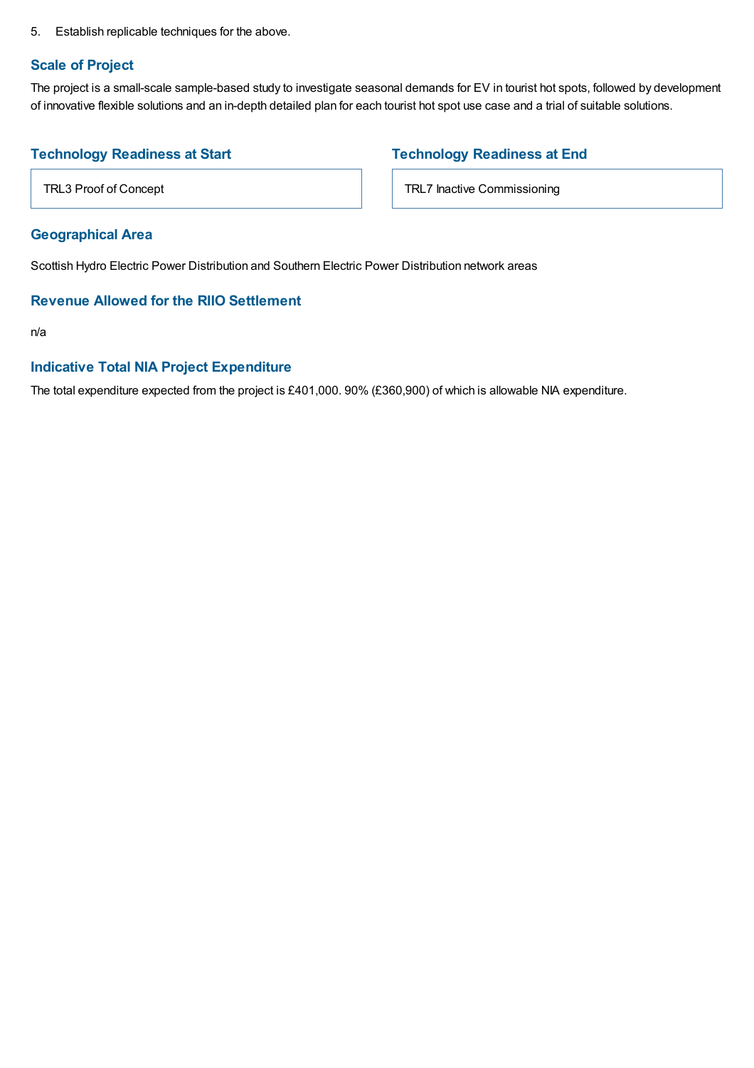5. Establish replicable techniques for the above.

### Scale of Project

The project is a small-scale sample-based study to investigate seasonal demands for EV in tourist hot spots, followed by development of innovative flexible solutions and an in-depth detailed plan for each tourist hot spot use case and a trial of suitable solutions.

### Technology Readiness at Start

TRL3 Proof of Concept

### Technology Readiness at End

TRL7 Inactive Commissioning

### Geographical Area

Scottish Hydro Electric Power Distribution and Southern Electric Power Distribution network areas

### Revenue Allowed for the RIIO Settlement

n/a

### Indicative Total NIA Project Expenditure

The total expenditure expected from the project is £401,000. 90% (£360,900) of which is allowable NIA expenditure.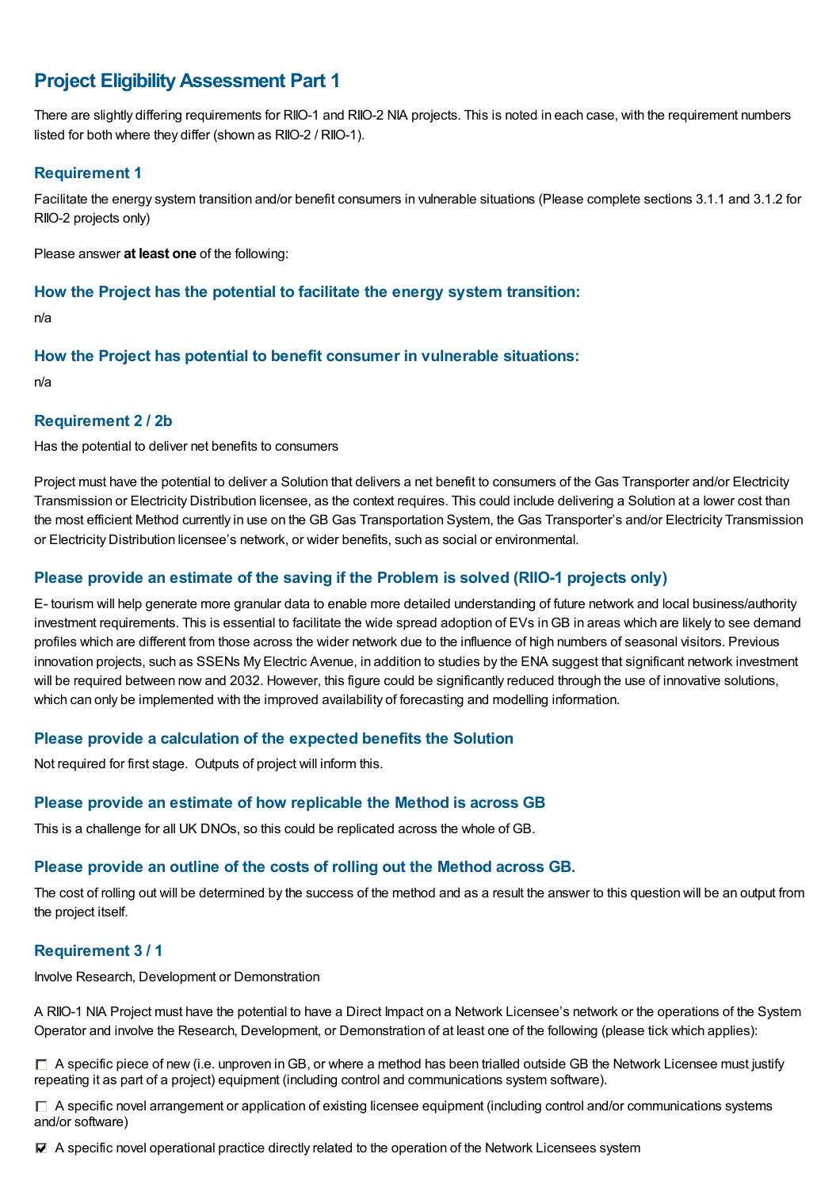## Project Eligibility Assessment Part 1

There are slightly differing requirements for RIIO-1 and RIIO-2 NIA projects. This is noted in each case, with the requirement numbers listed for both where they differ (shown as RIIO-2 / RIIO-1).

### Requirement 1

Facilitate the energy system transition and/or benefit consumers in vulnerable situations (Please complete sections 3.1.1 and 3.1.2 for RIIO-2 projects only)

Please answer **at least one** of the following:

### How the Project has the potential to facilitate the energy system transition:

n/a

### How the Project has potential to benefit consumer in vulnerable situations:

n/a

### Requirement 2 / 2b

Has the potential to deliver net benefits to consumers

Project must have the potential to deliver a Solution that delivers a net benefit to consumers of the Gas Transporter and/or Electricity Transmission or Electricity Distribution licensee, as the context requires. This could include delivering a Solution at a lower cost than the most efficient Method currently in use on the GB Gas Transportation System, the Gas Transporter's and/or Electricity Transmission or Electricity Distribution licensee's network, or wider benefits, such as social or environmental.

### Please provide an estimate of the saving if the Problem is solved (RIIO-1 projects only)

E- tourism will help generate more granular data to enable more detailed understanding of future network and local business/authority investment requirements. This is essential to facilitate the wide spread adoption of EVs in GB in areas which are likely to see demand profiles which are different from those across the wider network due to the influence of high numbers of seasonal visitors. Previous innovation projects, such as SSENs My Electric Avenue, in addition to studies by the ENA suggest that significant network investment will be required between now and 2032. However, this figure could be significantly reduced through the use of innovative solutions, which can only be implemented with the improved availability of forecasting and modelling information.

### Please provide a calculation of the expected benefits the Solution

Not required for first stage. Outputs of project will inform this.

### Please provide an estimate of how replicable the Method is across GB

This is a challenge for all UK DNOs, so this could be replicated across the whole of GB.

### Please provide an outline of the costs of rolling out the Method across GB.

The cost of rolling out will be determined by the success of the method and as a result the answer to this question will be an output from the project itself.

### Requirement 3 / 1

Involve Research, Development or Demonstration

A RIIO-1 NIA Project must have the potential to have a Direct Impact on a Network Licensee's network or the operations of the System Operator and involve the Research, Development, or Demonstration of at least one of the following (please tick which applies):

- ☐ A specific piece of new (i.e. unproven in GB, or where a method has been trialled outside GB the Network Licensee must justify repeating it as part of a project) equipment (including control and communications system software).
- ☐ A specific novel arrangement or application of existing licensee equipment (including control and/or communications systems and/or software)
- ☑ A specific novel operational practice directly related to the operation of the Network Licensees system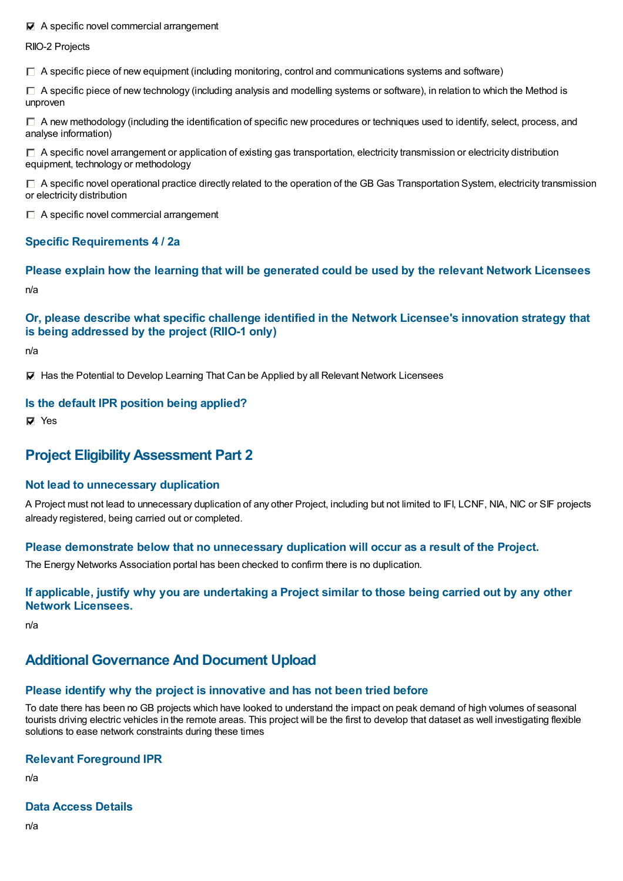☑ A specific novel commercial arrangement

RIIO-2 Projects

☐ A specific piece of new equipment (including monitoring, control and communications systems and software)

☐ A specific piece of new technology (including analysis and modelling systems or software), in relation to which the Method is unproven

☐ A new methodology (including the identification of specific new procedures or techniques used to identify, select, process, and analyse information)

☐ A specific novel arrangement or application of existing gas transportation, electricity transmission or electricity distribution equipment, technology or methodology

☐ A specific novel operational practice directly related to the operation of the GB Gas Transportation System, electricity transmission or electricity distribution

☐ A specific novel commercial arrangement

### Specific Requirements 4 / 2a

### Please explain how the learning that will be generated could be used by the relevant Network Licensees

n/a

### Or, please describe what specific challenge identified in the Network Licensee's innovation strategy that is being addressed by the project (RIIO-1 only)

n/a

☑ Has the Potential to Develop Learning That Can be Applied by all Relevant Network Licensees

### Is the default IPR position being applied?

☑ Yes

## Project Eligibility Assessment Part 2

### Not lead to unnecessary duplication

A Project must not lead to unnecessary duplication of any other Project, including but not limited to IFI, LCNF, NIA, NIC or SIF projects already registered, being carried out or completed.

### Please demonstrate below that no unnecessary duplication will occur as a result of the Project.

The Energy Networks Association portal has been checked to confirm there is no duplication.

### If applicable, justify why you are undertaking a Project similar to those being carried out by any other Network Licensees.

n/a

## Additional Governance And Document Upload

### Please identify why the project is innovative and has not been tried before

To date there has been no GB projects which have looked to understand the impact on peak demand of high volumes of seasonal tourists driving electric vehicles in the remote areas. This project will be the first to develop that dataset as well investigating flexible solutions to ease network constraints during these times

### Relevant Foreground IPR

n/a

### Data Access Details

n/a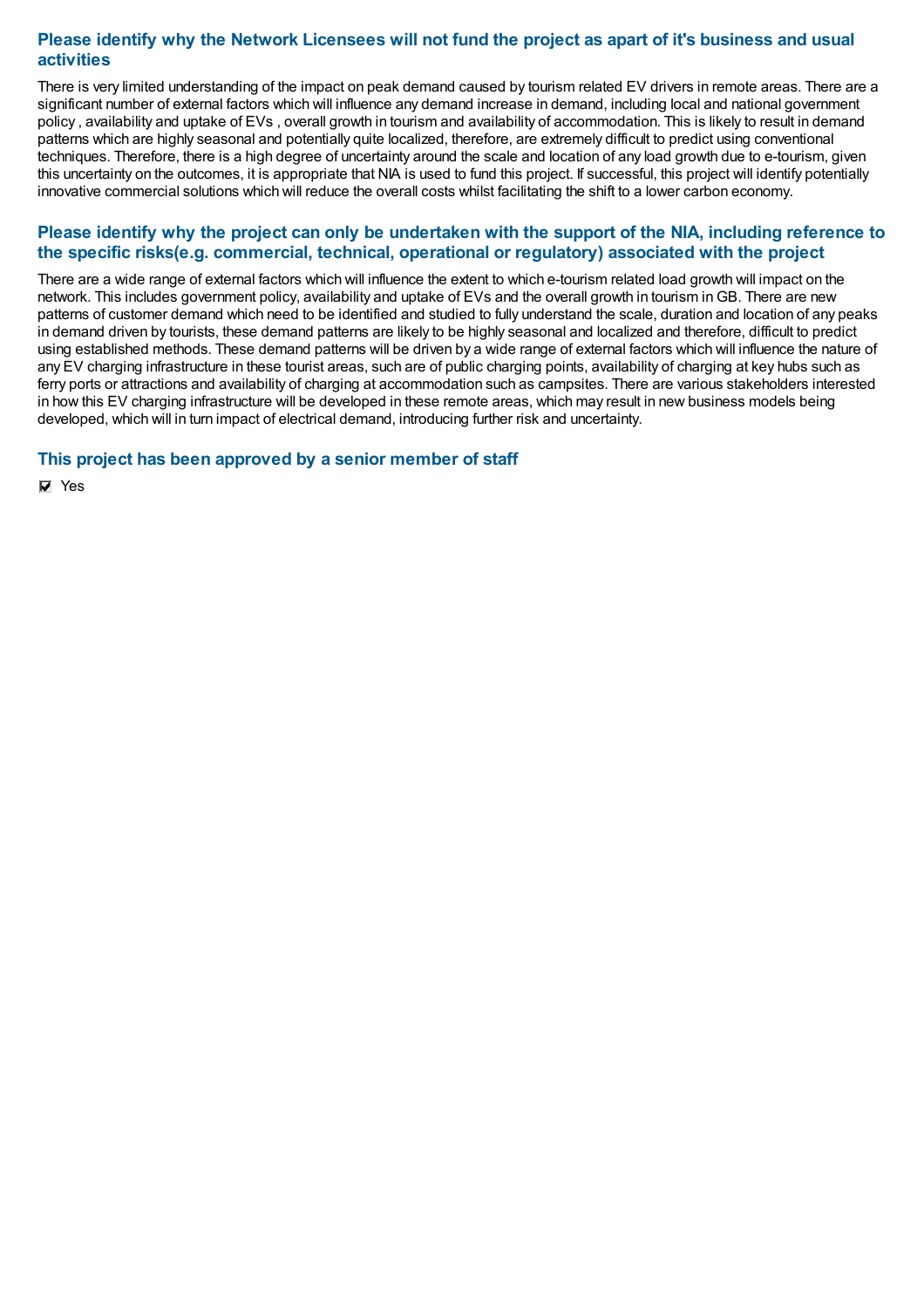### Please identify why the Network Licensees will not fund the project as apart of it's business and usual activities

There is very limited understanding of the impact on peak demand caused by tourism related EV drivers in remote areas. There are a significant number of external factors which will influence any demand increase in demand, including local and national government policy , availability and uptake of EVs , overall growth in tourism and availability of accommodation. This is likely to result in demand patterns which are highly seasonal and potentially quite localized, therefore, are extremely difficult to predict using conventional techniques. Therefore, there is a high degree of uncertainty around the scale and location of any load growth due to e-tourism, given this uncertainty on the outcomes, it is appropriate that NIA is used to fund this project. If successful, this project will identify potentially innovative commercial solutions which will reduce the overall costs whilst facilitating the shift to a lower carbon economy.

### Please identify why the project can only be undertaken with the support of the NIA, including reference to the specific risks(e.g. commercial, technical, operational or regulatory) associated with the project

There are a wide range of external factors which will influence the extent to which e-tourism related load growth will impact on the network. This includes government policy, availability and uptake of EVs and the overall growth in tourism in GB. There are new patterns of customer demand which need to be identified and studied to fully understand the scale, duration and location of any peaks in demand driven by tourists, these demand patterns are likely to be highly seasonal and localized and therefore, difficult to predict using established methods. These demand patterns will be driven by a wide range of external factors which will influence the nature of any EV charging infrastructure in these tourist areas, such are of public charging points, availability of charging at key hubs such as ferry ports or attractions and availability of charging at accommodation such as campsites. There are various stakeholders interested in how this EV charging infrastructure will be developed in these remote areas, which may result in new business models being developed, which will in turn impact of electrical demand, introducing further risk and uncertainty.

### This project has been approved by a senior member of staff

☑ Yes